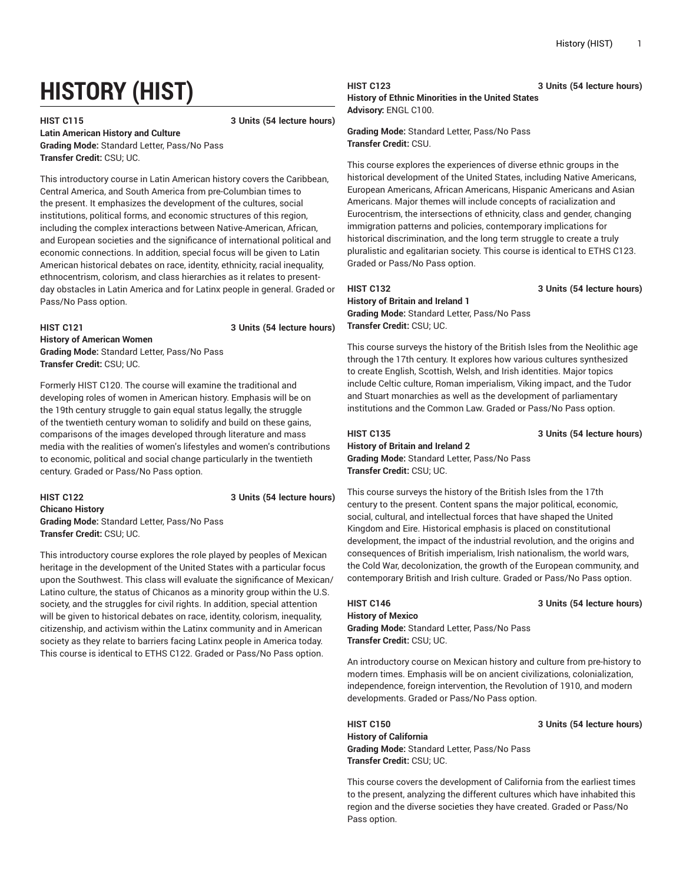# HISTORY (HIST)

**HIST C115** **3 Units (54 lecture hours)**
**Latin American History and Culture**
**Grading Mode:** Standard Letter, Pass/No Pass
**Transfer Credit:** CSU; UC.

This introductory course in Latin American history covers the Caribbean, Central America, and South America from pre-Columbian times to the present. It emphasizes the development of the cultures, social institutions, political forms, and economic structures of this region, including the complex interactions between Native-American, African, and European societies and the significance of international political and economic connections. In addition, special focus will be given to Latin American historical debates on race, identity, ethnicity, racial inequality, ethnocentrism, colorism, and class hierarchies as it relates to present-day obstacles in Latin America and for Latinx people in general. Graded or Pass/No Pass option.

**HIST C121** **3 Units (54 lecture hours)**
**History of American Women**
**Grading Mode:** Standard Letter, Pass/No Pass
**Transfer Credit:** CSU; UC.

Formerly HIST C120. The course will examine the traditional and developing roles of women in American history. Emphasis will be on the 19th century struggle to gain equal status legally, the struggle of the twentieth century woman to solidify and build on these gains, comparisons of the images developed through literature and mass media with the realities of women's lifestyles and women's contributions to economic, political and social change particularly in the twentieth century. Graded or Pass/No Pass option.

**HIST C122** **3 Units (54 lecture hours)**
**Chicano History**
**Grading Mode:** Standard Letter, Pass/No Pass
**Transfer Credit:** CSU; UC.

This introductory course explores the role played by peoples of Mexican heritage in the development of the United States with a particular focus upon the Southwest. This class will evaluate the significance of Mexican/Latino culture, the status of Chicanos as a minority group within the U.S. society, and the struggles for civil rights. In addition, special attention will be given to historical debates on race, identity, colorism, inequality, citizenship, and activism within the Latinx community and in American society as they relate to barriers facing Latinx people in America today. This course is identical to ETHS C122. Graded or Pass/No Pass option.

**HIST C123** **3 Units (54 lecture hours)**
**History of Ethnic Minorities in the United States**
**Advisory:** ENGL C100.

**Grading Mode:** Standard Letter, Pass/No Pass
**Transfer Credit:** CSU.

This course explores the experiences of diverse ethnic groups in the historical development of the United States, including Native Americans, European Americans, African Americans, Hispanic Americans and Asian Americans. Major themes will include concepts of racialization and Eurocentrism, the intersections of ethnicity, class and gender, changing immigration patterns and policies, contemporary implications for historical discrimination, and the long term struggle to create a truly pluralistic and egalitarian society. This course is identical to ETHS C123. Graded or Pass/No Pass option.

**HIST C132** **3 Units (54 lecture hours)**
**History of Britain and Ireland 1**
**Grading Mode:** Standard Letter, Pass/No Pass
**Transfer Credit:** CSU; UC.

This course surveys the history of the British Isles from the Neolithic age through the 17th century. It explores how various cultures synthesized to create English, Scottish, Welsh, and Irish identities. Major topics include Celtic culture, Roman imperialism, Viking impact, and the Tudor and Stuart monarchies as well as the development of parliamentary institutions and the Common Law. Graded or Pass/No Pass option.

**HIST C135** **3 Units (54 lecture hours)**
**History of Britain and Ireland 2**
**Grading Mode:** Standard Letter, Pass/No Pass
**Transfer Credit:** CSU; UC.

This course surveys the history of the British Isles from the 17th century to the present. Content spans the major political, economic, social, cultural, and intellectual forces that have shaped the United Kingdom and Eire. Historical emphasis is placed on constitutional development, the impact of the industrial revolution, and the origins and consequences of British imperialism, Irish nationalism, the world wars, the Cold War, decolonization, the growth of the European community, and contemporary British and Irish culture. Graded or Pass/No Pass option.

**HIST C146** **3 Units (54 lecture hours)**
**History of Mexico**
**Grading Mode:** Standard Letter, Pass/No Pass
**Transfer Credit:** CSU; UC.

An introductory course on Mexican history and culture from pre-history to modern times. Emphasis will be on ancient civilizations, colonialization, independence, foreign intervention, the Revolution of 1910, and modern developments. Graded or Pass/No Pass option.

**HIST C150** **3 Units (54 lecture hours)**
**History of California**
**Grading Mode:** Standard Letter, Pass/No Pass
**Transfer Credit:** CSU; UC.

This course covers the development of California from the earliest times to the present, analyzing the different cultures which have inhabited this region and the diverse societies they have created. Graded or Pass/No Pass option.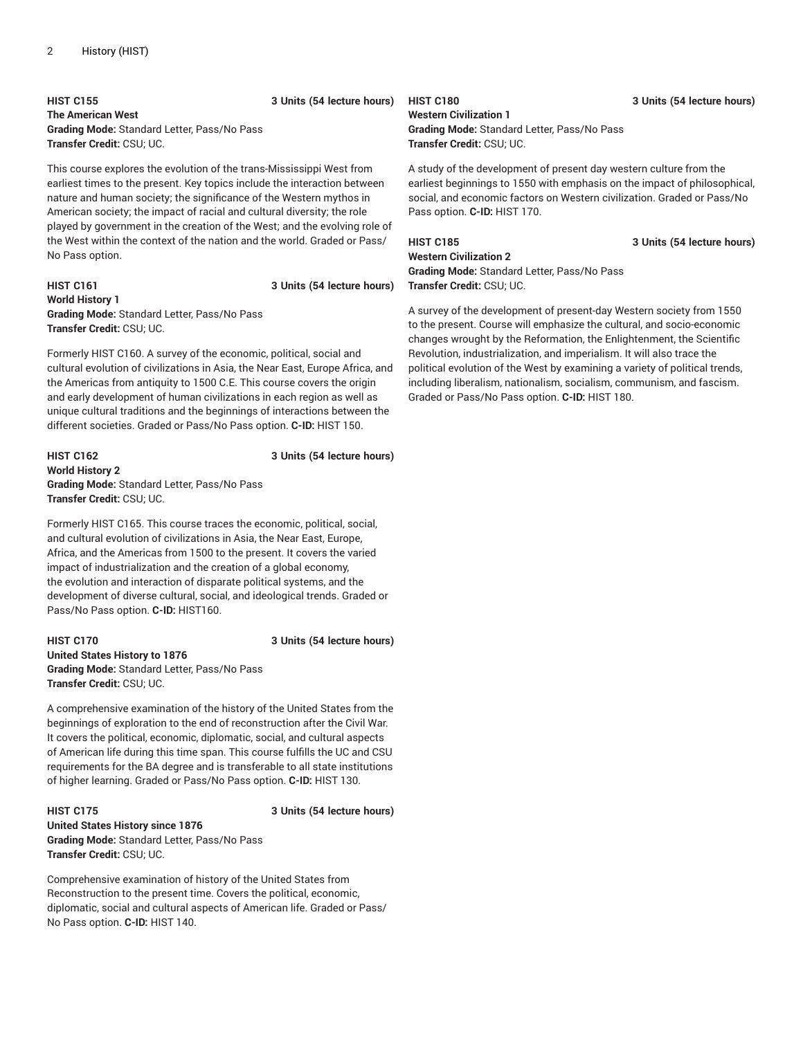**HIST C155** **3 Units (54 lecture hours)**
**The American West**
**Grading Mode:** Standard Letter, Pass/No Pass
**Transfer Credit:** CSU; UC.

This course explores the evolution of the trans-Mississippi West from earliest times to the present. Key topics include the interaction between nature and human society; the significance of the Western mythos in American society; the impact of racial and cultural diversity; the role played by government in the creation of the West; and the evolving role of the West within the context of the nation and the world. Graded or Pass/No Pass option.

**HIST C161** **3 Units (54 lecture hours)**
**World History 1**
**Grading Mode:** Standard Letter, Pass/No Pass
**Transfer Credit:** CSU; UC.

Formerly HIST C160. A survey of the economic, political, social and cultural evolution of civilizations in Asia, the Near East, Europe Africa, and the Americas from antiquity to 1500 C.E. This course covers the origin and early development of human civilizations in each region as well as unique cultural traditions and the beginnings of interactions between the different societies. Graded or Pass/No Pass option. **C-ID:** HIST 150.

**HIST C162** **3 Units (54 lecture hours)**
**World History 2**
**Grading Mode:** Standard Letter, Pass/No Pass
**Transfer Credit:** CSU; UC.

Formerly HIST C165. This course traces the economic, political, social, and cultural evolution of civilizations in Asia, the Near East, Europe, Africa, and the Americas from 1500 to the present. It covers the varied impact of industrialization and the creation of a global economy, the evolution and interaction of disparate political systems, and the development of diverse cultural, social, and ideological trends. Graded or Pass/No Pass option. **C-ID:** HIST160.

**HIST C170** **3 Units (54 lecture hours)**
**United States History to 1876**
**Grading Mode:** Standard Letter, Pass/No Pass
**Transfer Credit:** CSU; UC.

A comprehensive examination of the history of the United States from the beginnings of exploration to the end of reconstruction after the Civil War. It covers the political, economic, diplomatic, social, and cultural aspects of American life during this time span. This course fulfills the UC and CSU requirements for the BA degree and is transferable to all state institutions of higher learning. Graded or Pass/No Pass option. **C-ID:** HIST 130.

**HIST C175** **3 Units (54 lecture hours)**
**United States History since 1876**
**Grading Mode:** Standard Letter, Pass/No Pass
**Transfer Credit:** CSU; UC.

Comprehensive examination of history of the United States from Reconstruction to the present time. Covers the political, economic, diplomatic, social and cultural aspects of American life. Graded or Pass/No Pass option. **C-ID:** HIST 140.

**HIST C180** **3 Units (54 lecture hours)**
**Western Civilization 1**
**Grading Mode:** Standard Letter, Pass/No Pass
**Transfer Credit:** CSU; UC.

A study of the development of present day western culture from the earliest beginnings to 1550 with emphasis on the impact of philosophical, social, and economic factors on Western civilization. Graded or Pass/No Pass option. **C-ID:** HIST 170.

**HIST C185** **3 Units (54 lecture hours)**
**Western Civilization 2**
**Grading Mode:** Standard Letter, Pass/No Pass
**Transfer Credit:** CSU; UC.

A survey of the development of present-day Western society from 1550 to the present. Course will emphasize the cultural, and socio-economic changes wrought by the Reformation, the Enlightenment, the Scientific Revolution, industrialization, and imperialism. It will also trace the political evolution of the West by examining a variety of political trends, including liberalism, nationalism, socialism, communism, and fascism. Graded or Pass/No Pass option. **C-ID:** HIST 180.